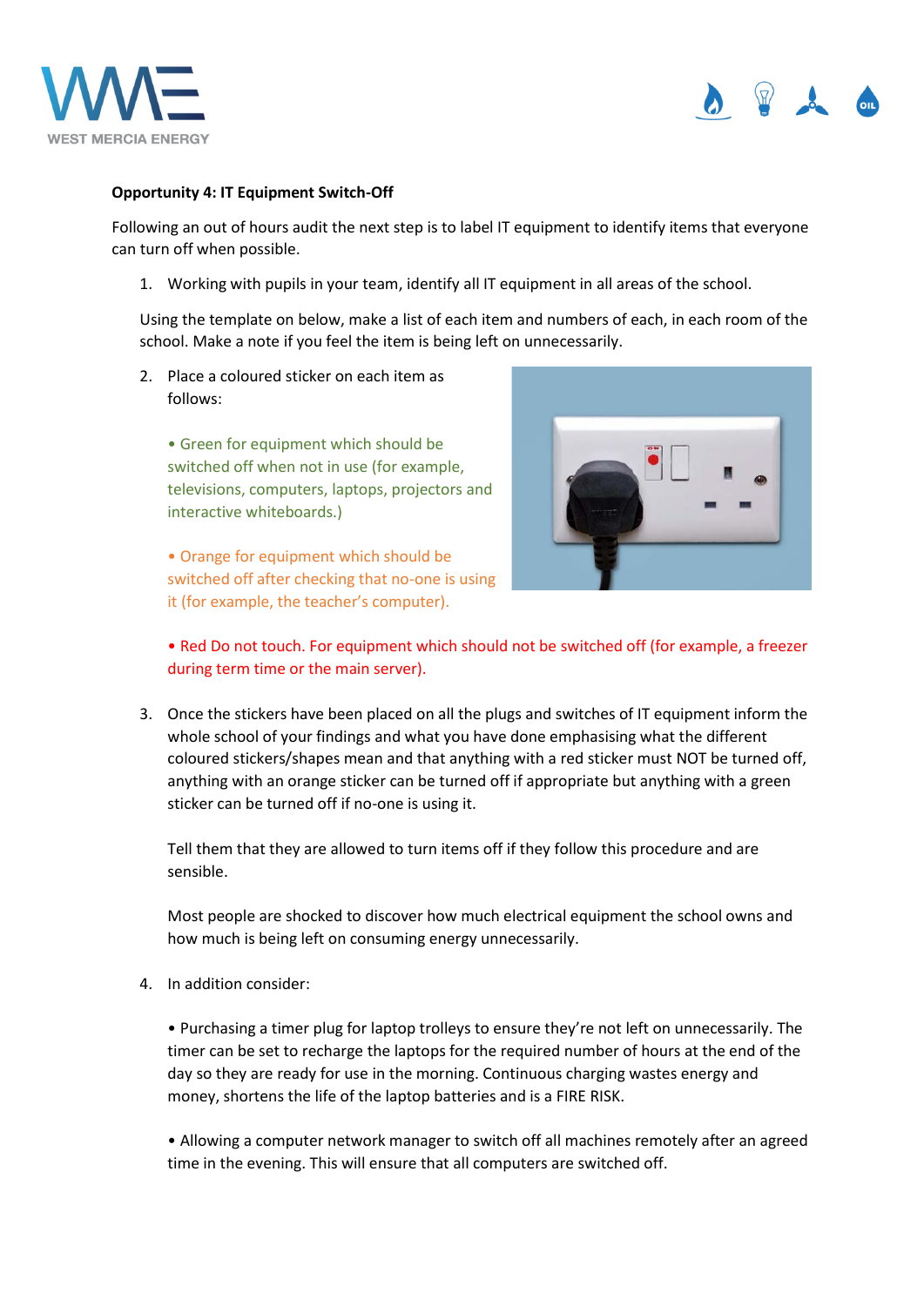**Opportunity 4: IT Equipment Switch-Off**

Following an out of hours audit the next step is to label IT equipment to identify items that everyone can turn off when possible.

1. Working with pupils in your team, identify all IT equipment in all areas of the school.

   Using the template on below, make a list of each item and numbers of each, in each room of the school. Make a note if you feel the item is being left on unnecessarily.

2. Place a coloured sticker on each item as follows:

   • Green for equipment which should be switched off when not in use (for example, televisions, computers, laptops, projectors and interactive whiteboards.)

   • Orange for equipment which should be switched off after checking that no-one is using it (for example, the teacher's computer).

   • Red Do not touch. For equipment which should not be switched off (for example, a freezer during term time or the main server).

3. Once the stickers have been placed on all the plugs and switches of IT equipment inform the whole school of your findings and what you have done emphasising what the different coloured stickers/shapes mean and that anything with a red sticker must NOT be turned off, anything with an orange sticker can be turned off if appropriate but anything with a green sticker can be turned off if no-one is using it.

   Tell them that they are allowed to turn items off if they follow this procedure and are sensible.

   Most people are shocked to discover how much electrical equipment the school owns and how much is being left on consuming energy unnecessarily.

4. In addition consider:

   • Purchasing a timer plug for laptop trolleys to ensure they're not left on unnecessarily. The timer can be set to recharge the laptops for the required number of hours at the end of the day so they are ready for use in the morning. Continuous charging wastes energy and money, shortens the life of the laptop batteries and is a FIRE RISK.

   • Allowing a computer network manager to switch off all machines remotely after an agreed time in the evening. This will ensure that all computers are switched off.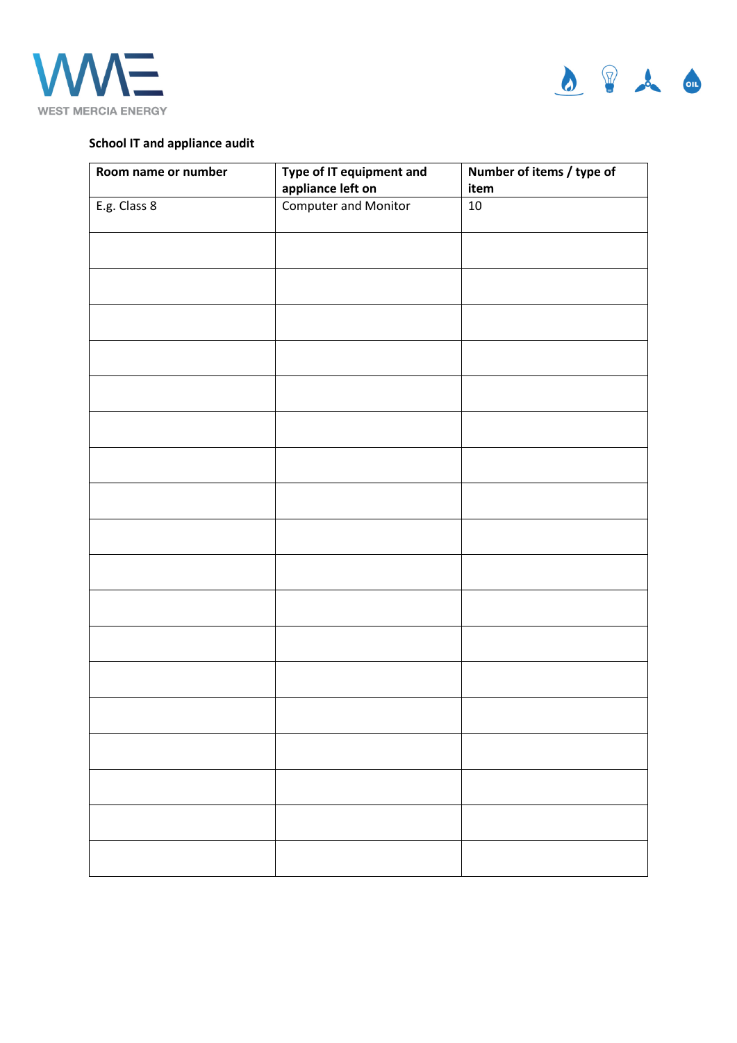WEST MERCIA ENERGY

**School IT and appliance audit**

| Room name or number | Type of IT equipment and appliance left on | Number of items / type of item |
|---|---|---|
| E.g. Class 8 | Computer and Monitor | 10 |
| | | |
| | | |
| | | |
| | | |
| | | |
| | | |
| | | |
| | | |
| | | |
| | | |
| | | |
| | | |
| | | |
| | | |
| | | |
| | | |
| | | |
| | | |